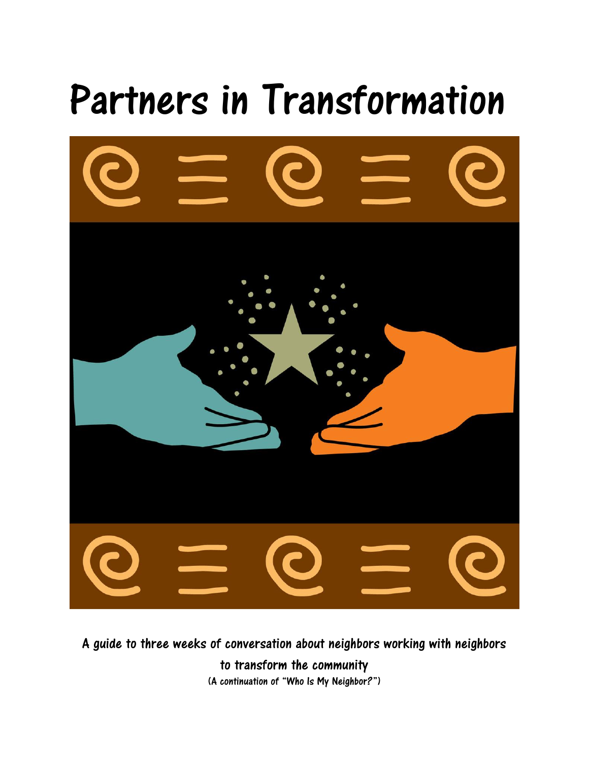# Partners in Transformation

**A guide to three weeks of conversation about neighbors working with neighbors to transform the community**

**(A continuation of "Who Is My Neighbor?")**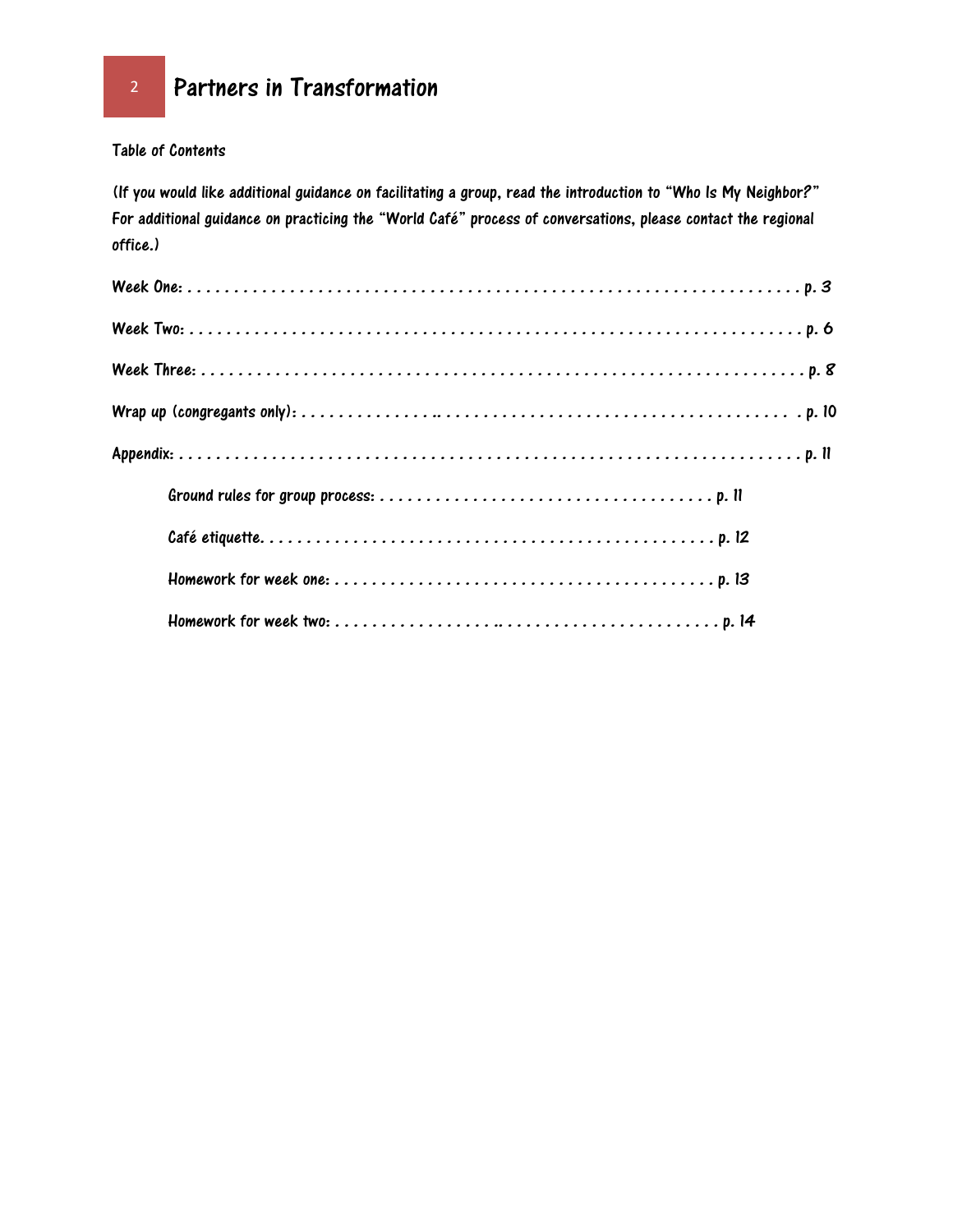Table of Contents

(If you would like additional guidance on facilitating a group, read the introduction to "Who Is My Neighbor?" For additional guidance on practicing the "World Café" process of conversations, please contact the regional office.)

Week One: . . . . . . . . . . . . . . . . . . . . . . . . . . . . . . . . . . . . . . . . . . . . . . . . . . . . . . . . . . . . . . p. 3

Week Two: . . . . . . . . . . . . . . . . . . . . . . . . . . . . . . . . . . . . . . . . . . . . . . . . . . . . . . . . . . . . . . p. 6

Week Three: . . . . . . . . . . . . . . . . . . . . . . . . . . . . . . . . . . . . . . . . . . . . . . . . . . . . . . . . . . . . . p. 8

Wrap up (congregants only): . . . . . . . . . . . . . . . . . . . . . . . . . . . . . . . . . . . . . . . . . . . . . . . . p. 10

Appendix: . . . . . . . . . . . . . . . . . . . . . . . . . . . . . . . . . . . . . . . . . . . . . . . . . . . . . . . . . . . . . . . p. 11

- Ground rules for group process: . . . . . . . . . . . . . . . . . . . . . . . . . . . . . . . . . . . . p. 11
- Café etiquette. . . . . . . . . . . . . . . . . . . . . . . . . . . . . . . . . . . . . . . . . . . . . . . . . . p. 12
- Homework for week one: . . . . . . . . . . . . . . . . . . . . . . . . . . . . . . . . . . . . . . . . . p. 13
- Homework for week two: . . . . . . . . . . . . . . . . . . . . . . . . . . . . . . . . . . . . . . . . . p. 14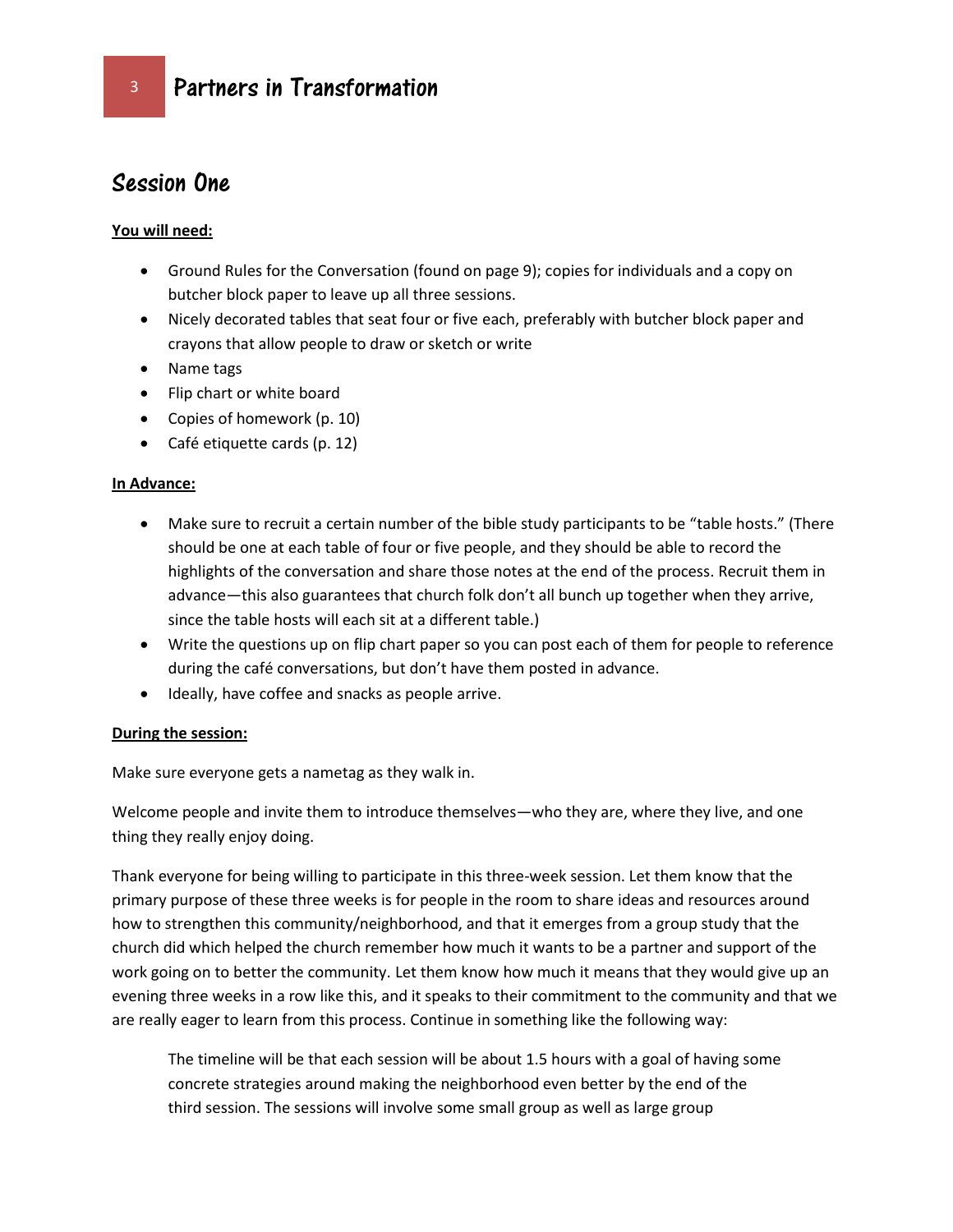## Session One

**You will need:**

- Ground Rules for the Conversation (found on page 9); copies for individuals and a copy on butcher block paper to leave up all three sessions.
- Nicely decorated tables that seat four or five each, preferably with butcher block paper and crayons that allow people to draw or sketch or write
- Name tags
- Flip chart or white board
- Copies of homework (p. 10)
- Café etiquette cards (p. 12)

**In Advance:**

- Make sure to recruit a certain number of the bible study participants to be "table hosts." (There should be one at each table of four or five people, and they should be able to record the highlights of the conversation and share those notes at the end of the process. Recruit them in advance—this also guarantees that church folk don't all bunch up together when they arrive, since the table hosts will each sit at a different table.)
- Write the questions up on flip chart paper so you can post each of them for people to reference during the café conversations, but don't have them posted in advance.
- Ideally, have coffee and snacks as people arrive.

**During the session:**

Make sure everyone gets a nametag as they walk in.

Welcome people and invite them to introduce themselves—who they are, where they live, and one thing they really enjoy doing.

Thank everyone for being willing to participate in this three-week session. Let them know that the primary purpose of these three weeks is for people in the room to share ideas and resources around how to strengthen this community/neighborhood, and that it emerges from a group study that the church did which helped the church remember how much it wants to be a partner and support of the work going on to better the community. Let them know how much it means that they would give up an evening three weeks in a row like this, and it speaks to their commitment to the community and that we are really eager to learn from this process. Continue in something like the following way:

> The timeline will be that each session will be about 1.5 hours with a goal of having some concrete strategies around making the neighborhood even better by the end of the third session. The sessions will involve some small group as well as large group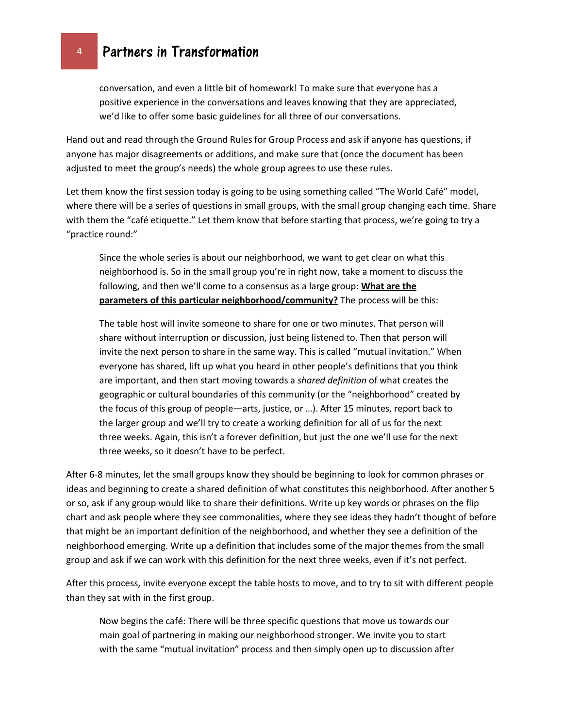> conversation, and even a little bit of homework! To make sure that everyone has a positive experience in the conversations and leaves knowing that they are appreciated, we'd like to offer some basic guidelines for all three of our conversations.

Hand out and read through the Ground Rules for Group Process and ask if anyone has questions, if anyone has major disagreements or additions, and make sure that (once the document has been adjusted to meet the group's needs) the whole group agrees to use these rules.

Let them know the first session today is going to be using something called "The World Café" model, where there will be a series of questions in small groups, with the small group changing each time. Share with them the "café etiquette." Let them know that before starting that process, we're going to try a "practice round:"

> Since the whole series is about our neighborhood, we want to get clear on what this neighborhood is. So in the small group you're in right now, take a moment to discuss the following, and then we'll come to a consensus as a large group: <u>**What are the parameters of this particular neighborhood/community?**</u> The process will be this:
>
> The table host will invite someone to share for one or two minutes. That person will share without interruption or discussion, just being listened to. Then that person will invite the next person to share in the same way. This is called "mutual invitation." When everyone has shared, lift up what you heard in other people's definitions that you think are important, and then start moving towards a *shared definition* of what creates the geographic or cultural boundaries of this community (or the "neighborhood" created by the focus of this group of people—arts, justice, or …). After 15 minutes, report back to the larger group and we'll try to create a working definition for all of us for the next three weeks. Again, this isn't a forever definition, but just the one we'll use for the next three weeks, so it doesn't have to be perfect.

After 6-8 minutes, let the small groups know they should be beginning to look for common phrases or ideas and beginning to create a shared definition of what constitutes this neighborhood. After another 5 or so, ask if any group would like to share their definitions. Write up key words or phrases on the flip chart and ask people where they see commonalities, where they see ideas they hadn't thought of before that might be an important definition of the neighborhood, and whether they see a definition of the neighborhood emerging. Write up a definition that includes some of the major themes from the small group and ask if we can work with this definition for the next three weeks, even if it's not perfect.

After this process, invite everyone except the table hosts to move, and to try to sit with different people than they sat with in the first group.

> Now begins the café: There will be three specific questions that move us towards our main goal of partnering in making our neighborhood stronger. We invite you to start with the same "mutual invitation" process and then simply open up to discussion after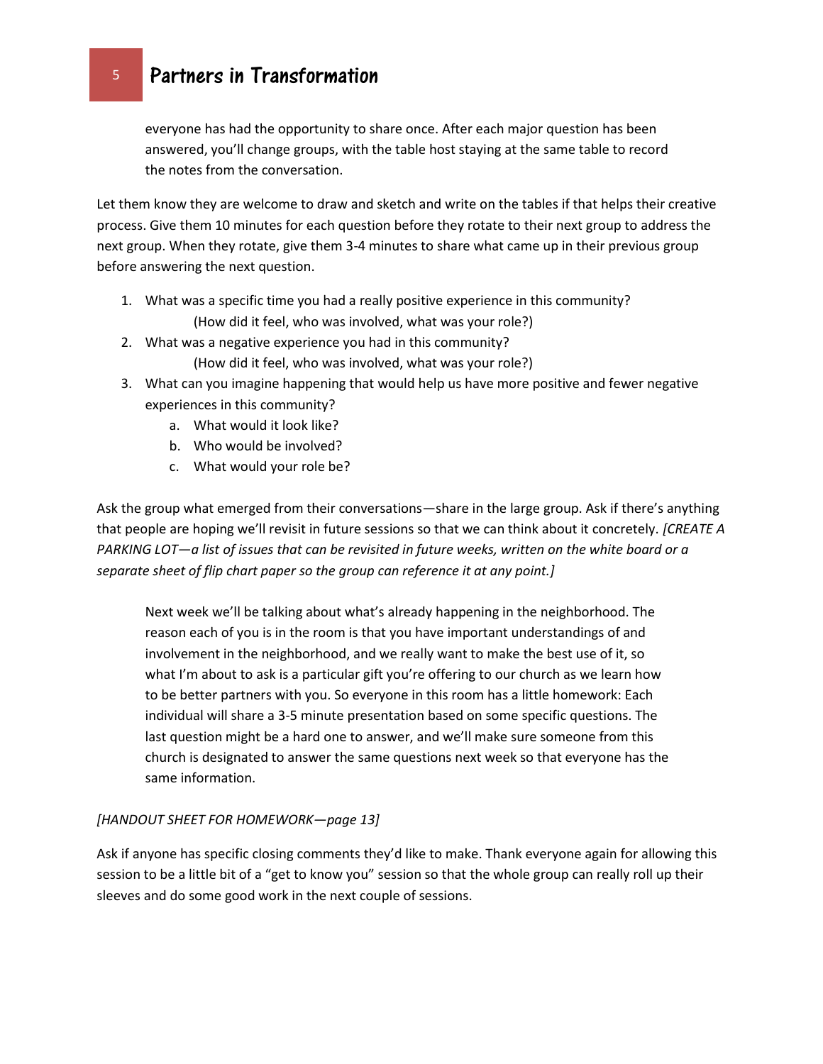everyone has had the opportunity to share once. After each major question has been answered, you'll change groups, with the table host staying at the same table to record the notes from the conversation.

Let them know they are welcome to draw and sketch and write on the tables if that helps their creative process. Give them 10 minutes for each question before they rotate to their next group to address the next group. When they rotate, give them 3-4 minutes to share what came up in their previous group before answering the next question.

1. What was a specific time you had a really positive experience in this community?
   (How did it feel, who was involved, what was your role?)
2. What was a negative experience you had in this community?
   (How did it feel, who was involved, what was your role?)
3. What can you imagine happening that would help us have more positive and fewer negative experiences in this community?
   a. What would it look like?
   b. Who would be involved?
   c. What would your role be?

Ask the group what emerged from their conversations—share in the large group. Ask if there's anything that people are hoping we'll revisit in future sessions so that we can think about it concretely. *[CREATE A PARKING LOT—a list of issues that can be revisited in future weeks, written on the white board or a separate sheet of flip chart paper so the group can reference it at any point.]*

> Next week we'll be talking about what's already happening in the neighborhood. The reason each of you is in the room is that you have important understandings of and involvement in the neighborhood, and we really want to make the best use of it, so what I'm about to ask is a particular gift you're offering to our church as we learn how to be better partners with you. So everyone in this room has a little homework: Each individual will share a 3-5 minute presentation based on some specific questions. The last question might be a hard one to answer, and we'll make sure someone from this church is designated to answer the same questions next week so that everyone has the same information.

*[HANDOUT SHEET FOR HOMEWORK—page 13]*

Ask if anyone has specific closing comments they'd like to make. Thank everyone again for allowing this session to be a little bit of a "get to know you" session so that the whole group can really roll up their sleeves and do some good work in the next couple of sessions.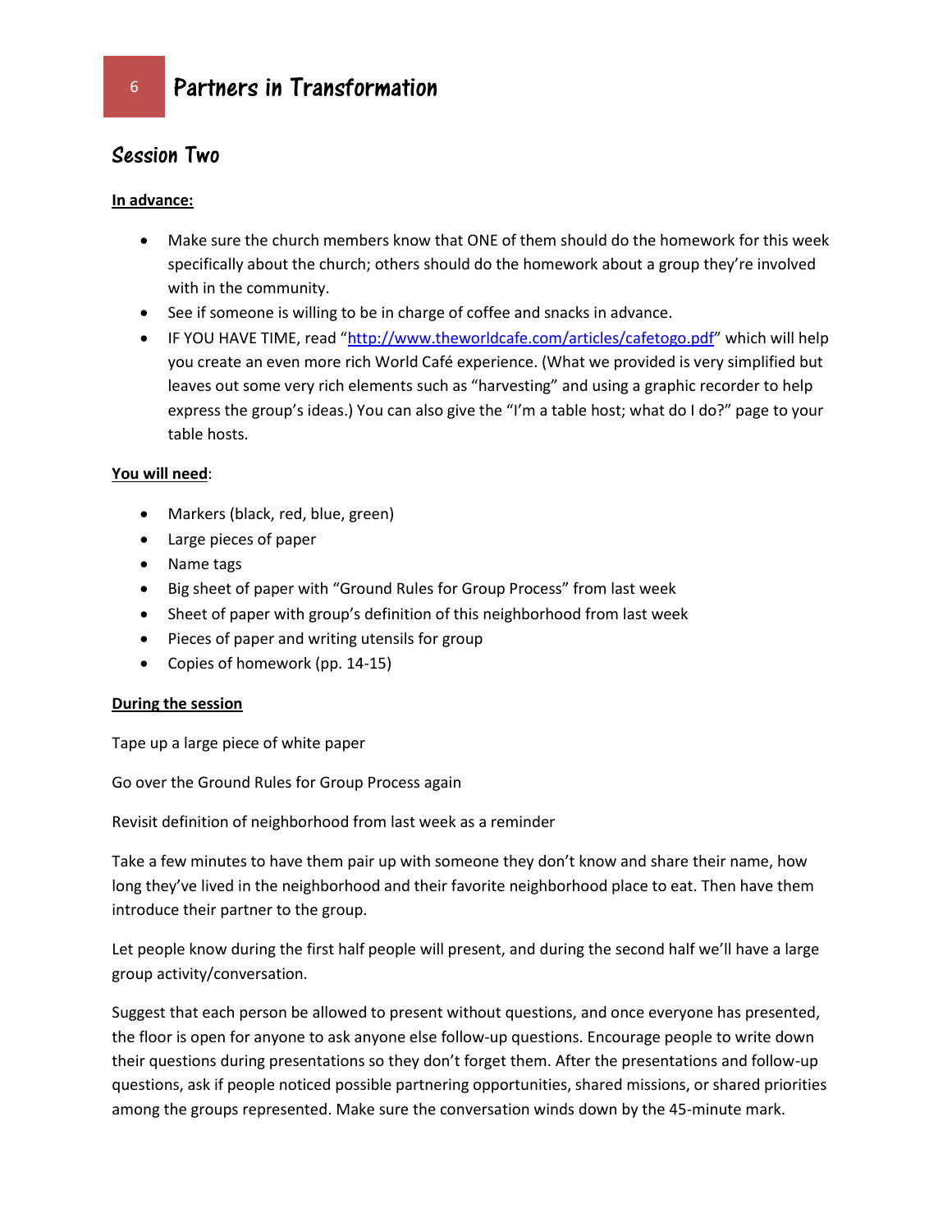## Session Two

**In advance:**

- Make sure the church members know that ONE of them should do the homework for this week specifically about the church; others should do the homework about a group they're involved with in the community.
- See if someone is willing to be in charge of coffee and snacks in advance.
- IF YOU HAVE TIME, read "http://www.theworldcafe.com/articles/cafetogo.pdf" which will help you create an even more rich World Café experience. (What we provided is very simplified but leaves out some very rich elements such as "harvesting" and using a graphic recorder to help express the group's ideas.) You can also give the "I'm a table host; what do I do?" page to your table hosts.

**You will need**:

- Markers (black, red, blue, green)
- Large pieces of paper
- Name tags
- Big sheet of paper with "Ground Rules for Group Process" from last week
- Sheet of paper with group's definition of this neighborhood from last week
- Pieces of paper and writing utensils for group
- Copies of homework (pp. 14-15)

**During the session**

Tape up a large piece of white paper

Go over the Ground Rules for Group Process again

Revisit definition of neighborhood from last week as a reminder

Take a few minutes to have them pair up with someone they don't know and share their name, how long they've lived in the neighborhood and their favorite neighborhood place to eat. Then have them introduce their partner to the group.

Let people know during the first half people will present, and during the second half we'll have a large group activity/conversation.

Suggest that each person be allowed to present without questions, and once everyone has presented, the floor is open for anyone to ask anyone else follow-up questions. Encourage people to write down their questions during presentations so they don't forget them. After the presentations and follow-up questions, ask if people noticed possible partnering opportunities, shared missions, or shared priorities among the groups represented. Make sure the conversation winds down by the 45-minute mark.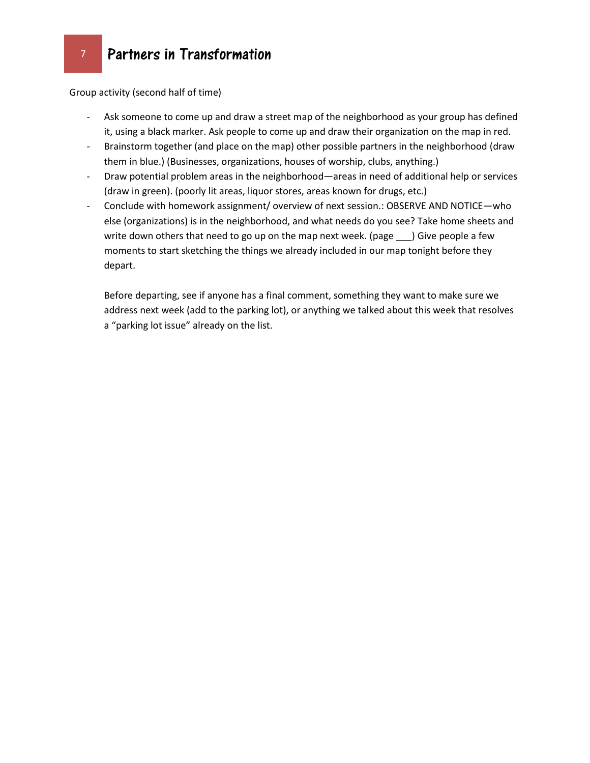Group activity (second half of time)

- Ask someone to come up and draw a street map of the neighborhood as your group has defined it, using a black marker. Ask people to come up and draw their organization on the map in red.
- Brainstorm together (and place on the map) other possible partners in the neighborhood (draw them in blue.) (Businesses, organizations, houses of worship, clubs, anything.)
- Draw potential problem areas in the neighborhood—areas in need of additional help or services (draw in green). (poorly lit areas, liquor stores, areas known for drugs, etc.)
- Conclude with homework assignment/ overview of next session.: OBSERVE AND NOTICE—who else (organizations) is in the neighborhood, and what needs do you see? Take home sheets and write down others that need to go up on the map next week. (page ___) Give people a few moments to start sketching the things we already included in our map tonight before they depart.

  Before departing, see if anyone has a final comment, something they want to make sure we address next week (add to the parking lot), or anything we talked about this week that resolves a "parking lot issue" already on the list.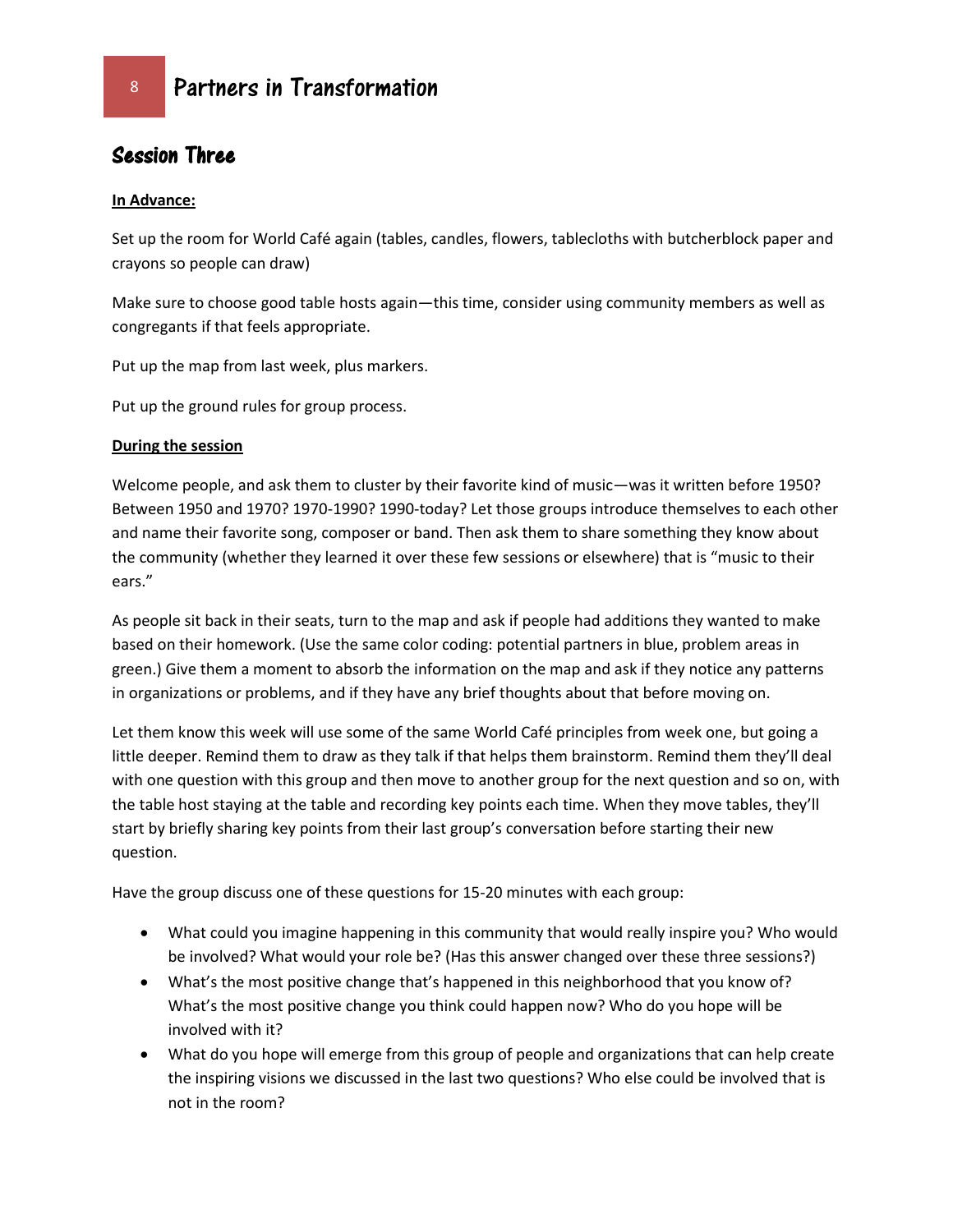## Session Three

**In Advance:**

Set up the room for World Café again (tables, candles, flowers, tablecloths with butcherblock paper and crayons so people can draw)

Make sure to choose good table hosts again—this time, consider using community members as well as congregants if that feels appropriate.

Put up the map from last week, plus markers.

Put up the ground rules for group process.

**During the session**

Welcome people, and ask them to cluster by their favorite kind of music—was it written before 1950? Between 1950 and 1970? 1970-1990? 1990-today? Let those groups introduce themselves to each other and name their favorite song, composer or band. Then ask them to share something they know about the community (whether they learned it over these few sessions or elsewhere) that is "music to their ears."

As people sit back in their seats, turn to the map and ask if people had additions they wanted to make based on their homework. (Use the same color coding: potential partners in blue, problem areas in green.) Give them a moment to absorb the information on the map and ask if they notice any patterns in organizations or problems, and if they have any brief thoughts about that before moving on.

Let them know this week will use some of the same World Café principles from week one, but going a little deeper. Remind them to draw as they talk if that helps them brainstorm. Remind them they'll deal with one question with this group and then move to another group for the next question and so on, with the table host staying at the table and recording key points each time. When they move tables, they'll start by briefly sharing key points from their last group's conversation before starting their new question.

Have the group discuss one of these questions for 15-20 minutes with each group:

- What could you imagine happening in this community that would really inspire you? Who would be involved? What would your role be? (Has this answer changed over these three sessions?)
- What's the most positive change that's happened in this neighborhood that you know of? What's the most positive change you think could happen now? Who do you hope will be involved with it?
- What do you hope will emerge from this group of people and organizations that can help create the inspiring visions we discussed in the last two questions? Who else could be involved that is not in the room?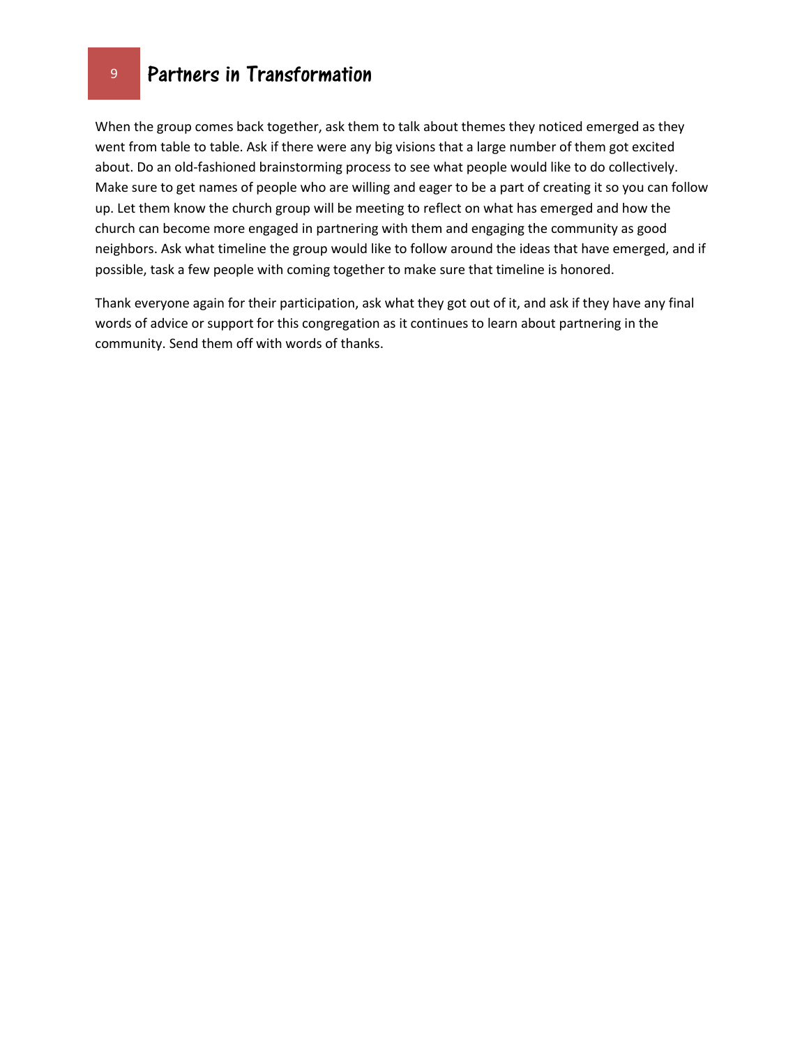When the group comes back together, ask them to talk about themes they noticed emerged as they went from table to table. Ask if there were any big visions that a large number of them got excited about. Do an old-fashioned brainstorming process to see what people would like to do collectively. Make sure to get names of people who are willing and eager to be a part of creating it so you can follow up. Let them know the church group will be meeting to reflect on what has emerged and how the church can become more engaged in partnering with them and engaging the community as good neighbors. Ask what timeline the group would like to follow around the ideas that have emerged, and if possible, task a few people with coming together to make sure that timeline is honored.

Thank everyone again for their participation, ask what they got out of it, and ask if they have any final words of advice or support for this congregation as it continues to learn about partnering in the community. Send them off with words of thanks.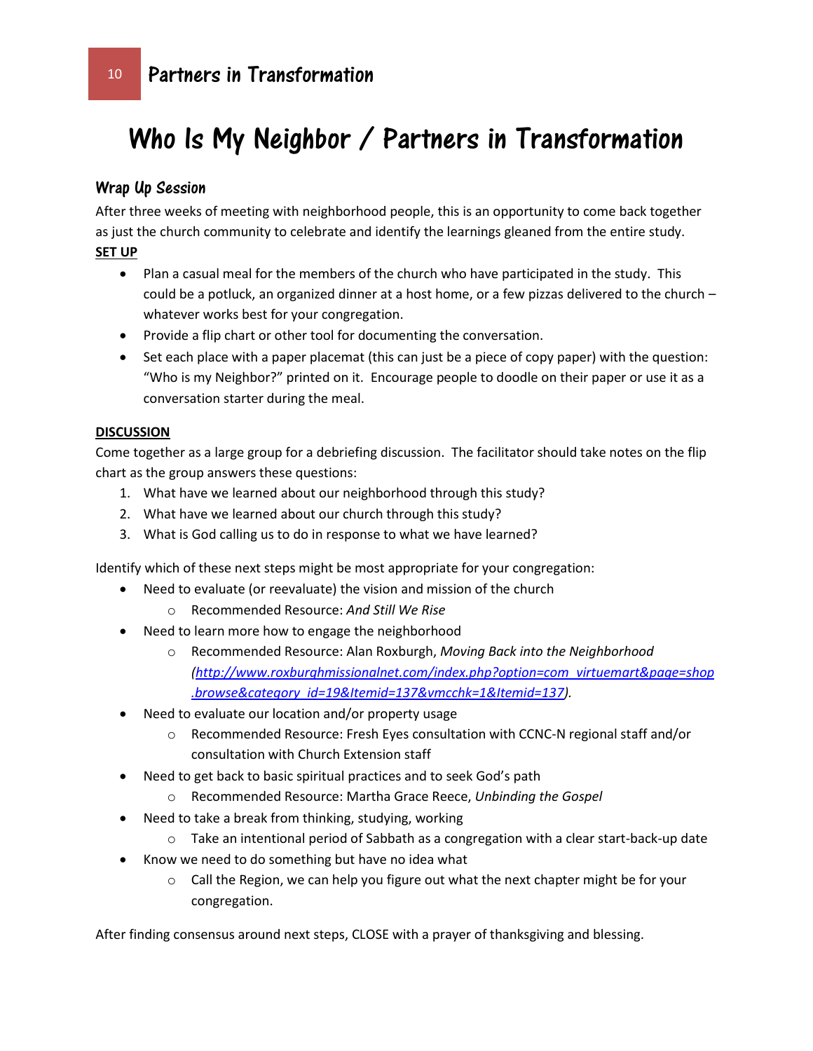# Who Is My Neighbor / Partners in Transformation

## Wrap Up Session

After three weeks of meeting with neighborhood people, this is an opportunity to come back together as just the church community to celebrate and identify the learnings gleaned from the entire study.

**SET UP**

- Plan a casual meal for the members of the church who have participated in the study. This could be a potluck, an organized dinner at a host home, or a few pizzas delivered to the church – whatever works best for your congregation.
- Provide a flip chart or other tool for documenting the conversation.
- Set each place with a paper placemat (this can just be a piece of copy paper) with the question: "Who is my Neighbor?" printed on it. Encourage people to doodle on their paper or use it as a conversation starter during the meal.

**DISCUSSION**

Come together as a large group for a debriefing discussion. The facilitator should take notes on the flip chart as the group answers these questions:

1. What have we learned about our neighborhood through this study?
2. What have we learned about our church through this study?
3. What is God calling us to do in response to what we have learned?

Identify which of these next steps might be most appropriate for your congregation:

- Need to evaluate (or reevaluate) the vision and mission of the church
    - Recommended Resource: *And Still We Rise*
- Need to learn more how to engage the neighborhood
    - Recommended Resource: Alan Roxburgh, *Moving Back into the Neighborhood (http://www.roxburghmissionalnet.com/index.php?option=com_virtuemart&page=shop.browse&category_id=19&Itemid=137&vmcchk=1&Itemid=137).*
- Need to evaluate our location and/or property usage
    - Recommended Resource: Fresh Eyes consultation with CCNC-N regional staff and/or consultation with Church Extension staff
- Need to get back to basic spiritual practices and to seek God's path
    - Recommended Resource: Martha Grace Reece, *Unbinding the Gospel*
- Need to take a break from thinking, studying, working
    - Take an intentional period of Sabbath as a congregation with a clear start-back-up date
- Know we need to do something but have no idea what
    - Call the Region, we can help you figure out what the next chapter might be for your congregation.

After finding consensus around next steps, CLOSE with a prayer of thanksgiving and blessing.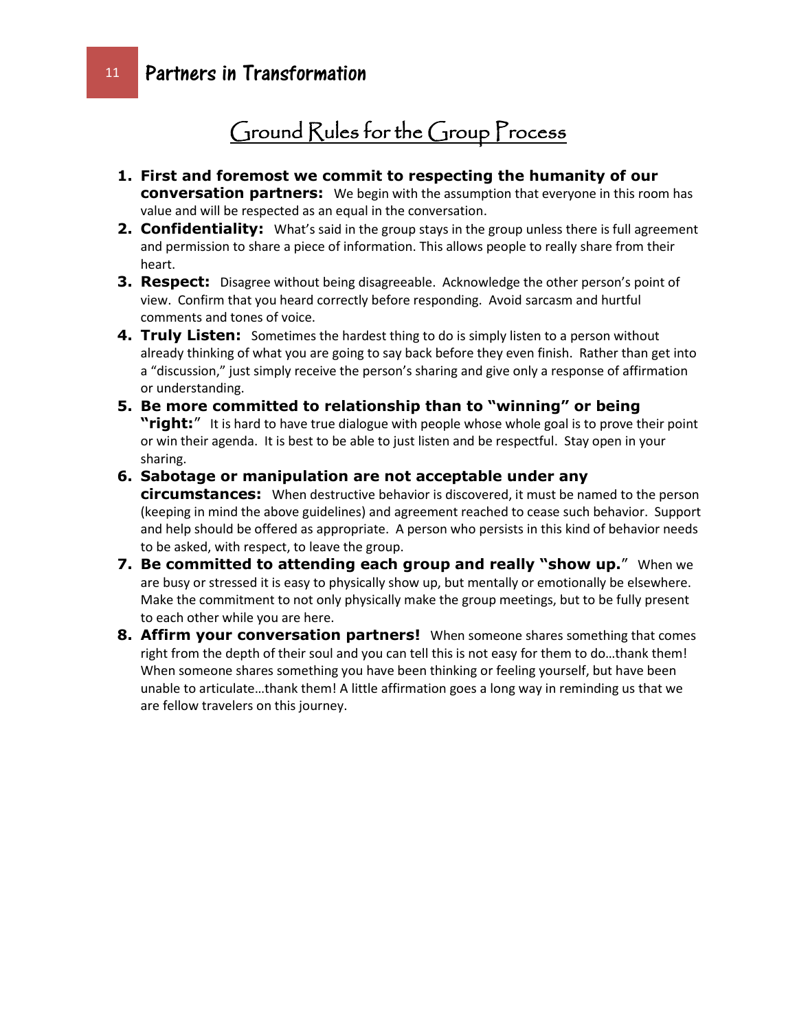## Ground Rules for the Group Process

1. **First and foremost we commit to respecting the humanity of our conversation partners:** We begin with the assumption that everyone in this room has value and will be respected as an equal in the conversation.
2. **Confidentiality:** What's said in the group stays in the group unless there is full agreement and permission to share a piece of information. This allows people to really share from their heart.
3. **Respect:** Disagree without being disagreeable. Acknowledge the other person's point of view. Confirm that you heard correctly before responding. Avoid sarcasm and hurtful comments and tones of voice.
4. **Truly Listen:** Sometimes the hardest thing to do is simply listen to a person without already thinking of what you are going to say back before they even finish. Rather than get into a "discussion," just simply receive the person's sharing and give only a response of affirmation or understanding.
5. **Be more committed to relationship than to "winning" or being "right:"** It is hard to have true dialogue with people whose whole goal is to prove their point or win their agenda. It is best to be able to just listen and be respectful. Stay open in your sharing.
6. **Sabotage or manipulation are not acceptable under any circumstances:** When destructive behavior is discovered, it must be named to the person (keeping in mind the above guidelines) and agreement reached to cease such behavior. Support and help should be offered as appropriate. A person who persists in this kind of behavior needs to be asked, with respect, to leave the group.
7. **Be committed to attending each group and really "show up."** When we are busy or stressed it is easy to physically show up, but mentally or emotionally be elsewhere. Make the commitment to not only physically make the group meetings, but to be fully present to each other while you are here.
8. **Affirm your conversation partners!** When someone shares something that comes right from the depth of their soul and you can tell this is not easy for them to do…thank them! When someone shares something you have been thinking or feeling yourself, but have been unable to articulate…thank them! A little affirmation goes a long way in reminding us that we are fellow travelers on this journey.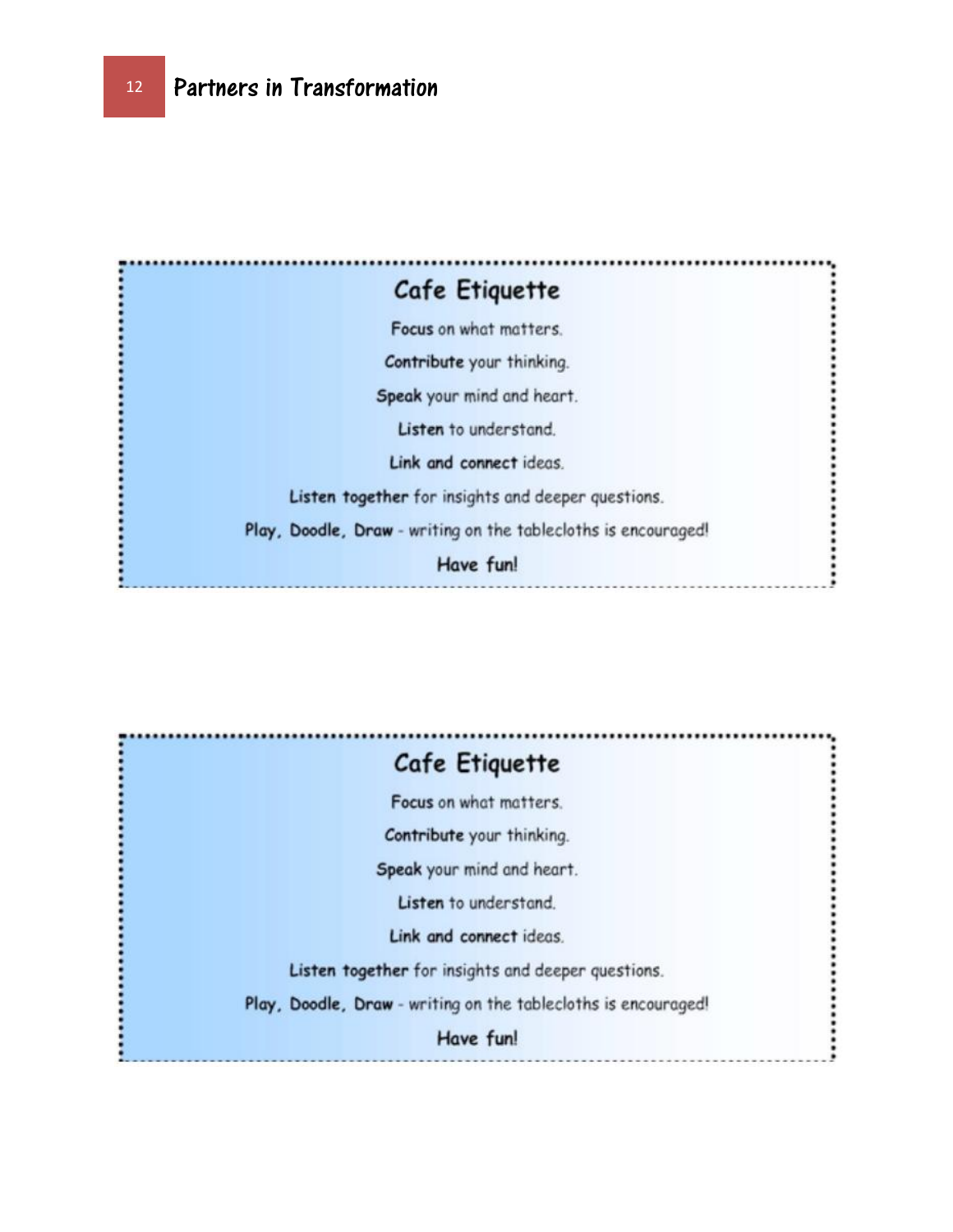## Cafe Etiquette

**Focus** on what matters.

**Contribute** your thinking.

**Speak** your mind and heart.

**Listen** to understand.

**Link and connect** ideas.

**Listen together** for insights and deeper questions.

**Play, Doodle, Draw** - writing on the tablecloths is encouraged!

**Have fun!**

## Cafe Etiquette

**Focus** on what matters.

**Contribute** your thinking.

**Speak** your mind and heart.

**Listen** to understand.

**Link and connect** ideas.

**Listen together** for insights and deeper questions.

**Play, Doodle, Draw** - writing on the tablecloths is encouraged!

**Have fun!**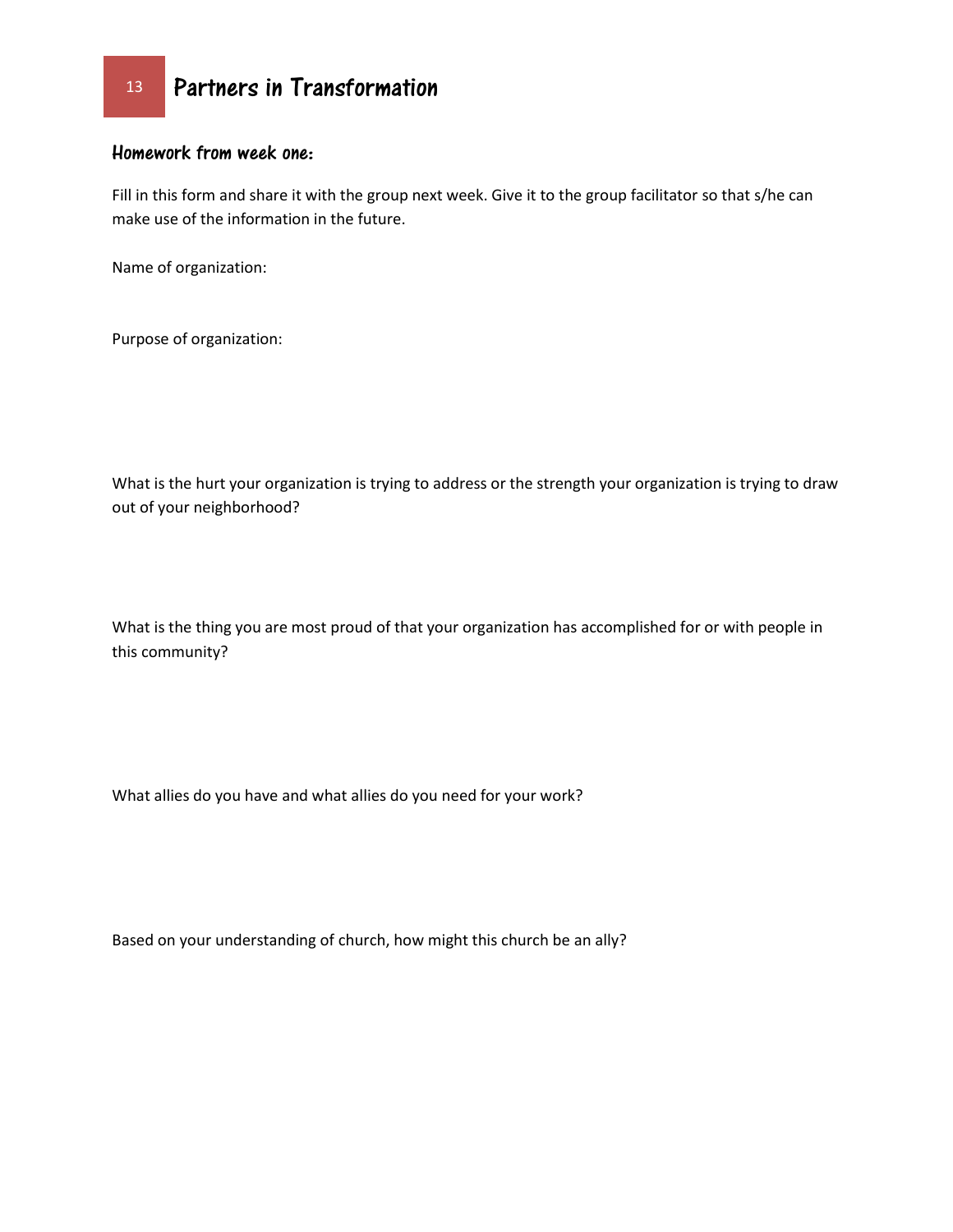# Partners in Transformation

## Homework from week one:

Fill in this form and share it with the group next week. Give it to the group facilitator so that s/he can make use of the information in the future.

Name of organization:

Purpose of organization:

What is the hurt your organization is trying to address or the strength your organization is trying to draw out of your neighborhood?

What is the thing you are most proud of that your organization has accomplished for or with people in this community?

What allies do you have and what allies do you need for your work?

Based on your understanding of church, how might this church be an ally?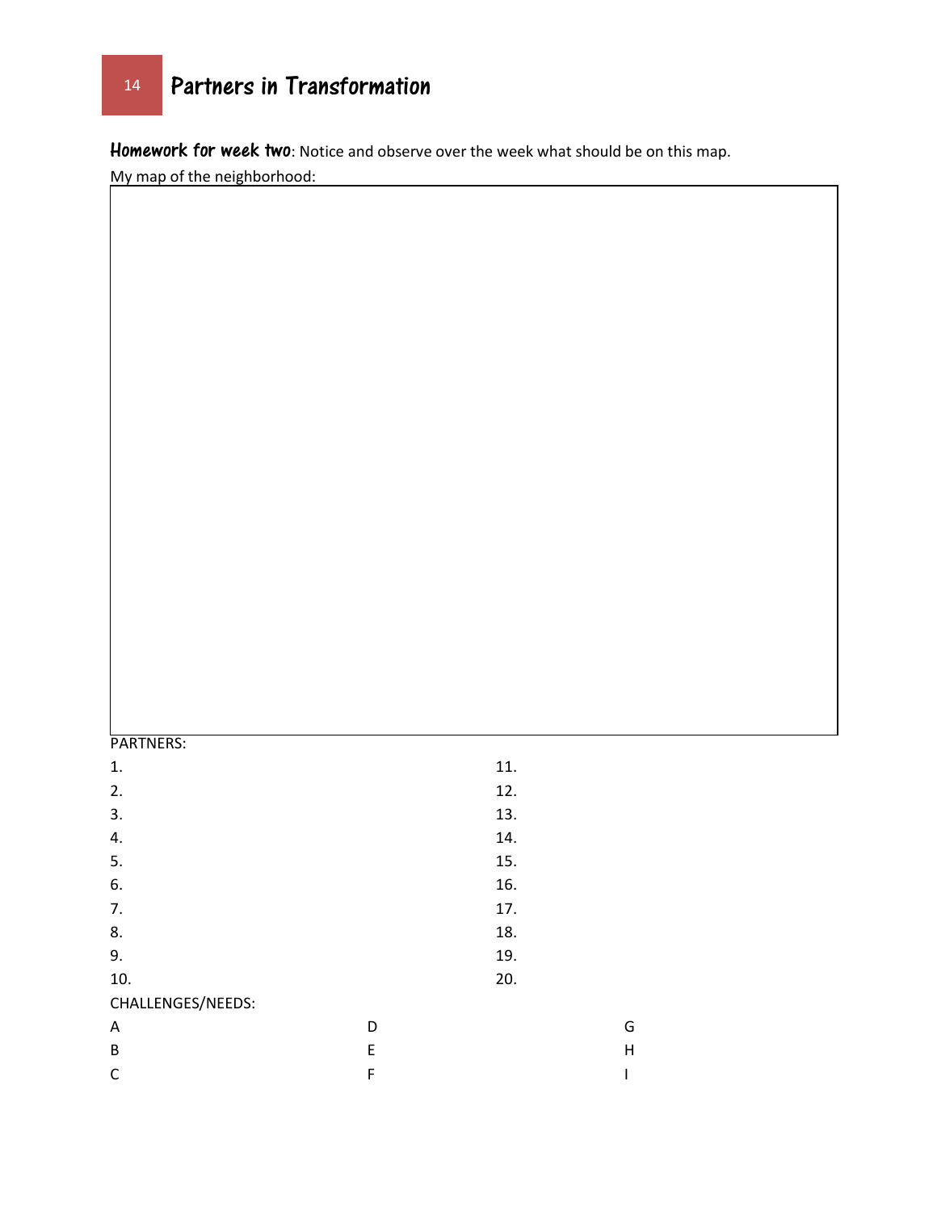**Homework for week two**: Notice and observe over the week what should be on this map.

My map of the neighborhood:

PARTNERS:

1. 
2. 
3. 
4. 
5. 
6. 
7. 
8. 
9. 
10. 
11. 
12. 
13. 
14. 
15. 
16. 
17. 
18. 
19. 
20. 

CHALLENGES/NEEDS:

A

B

C

D

E

F

G

H

I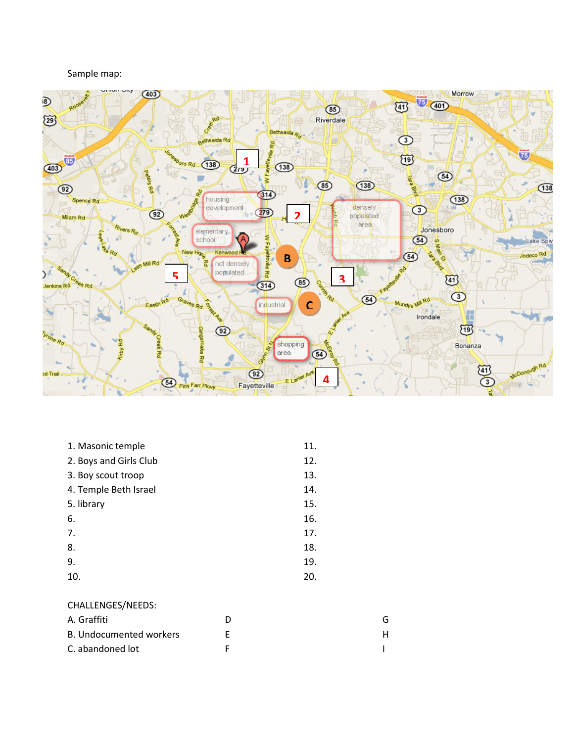Sample map:

1. Masonic temple
2. Boys and Girls Club
3. Boy scout troop
4. Temple Beth Israel
5. library
6.
7.
8.
9.
10.
11.
12.
13.
14.
15.
16.
17.
18.
19.
20.

CHALLENGES/NEEDS:

A. Graffiti
B. Undocumented workers
C. abandoned lot
D
E
F
G
H
I